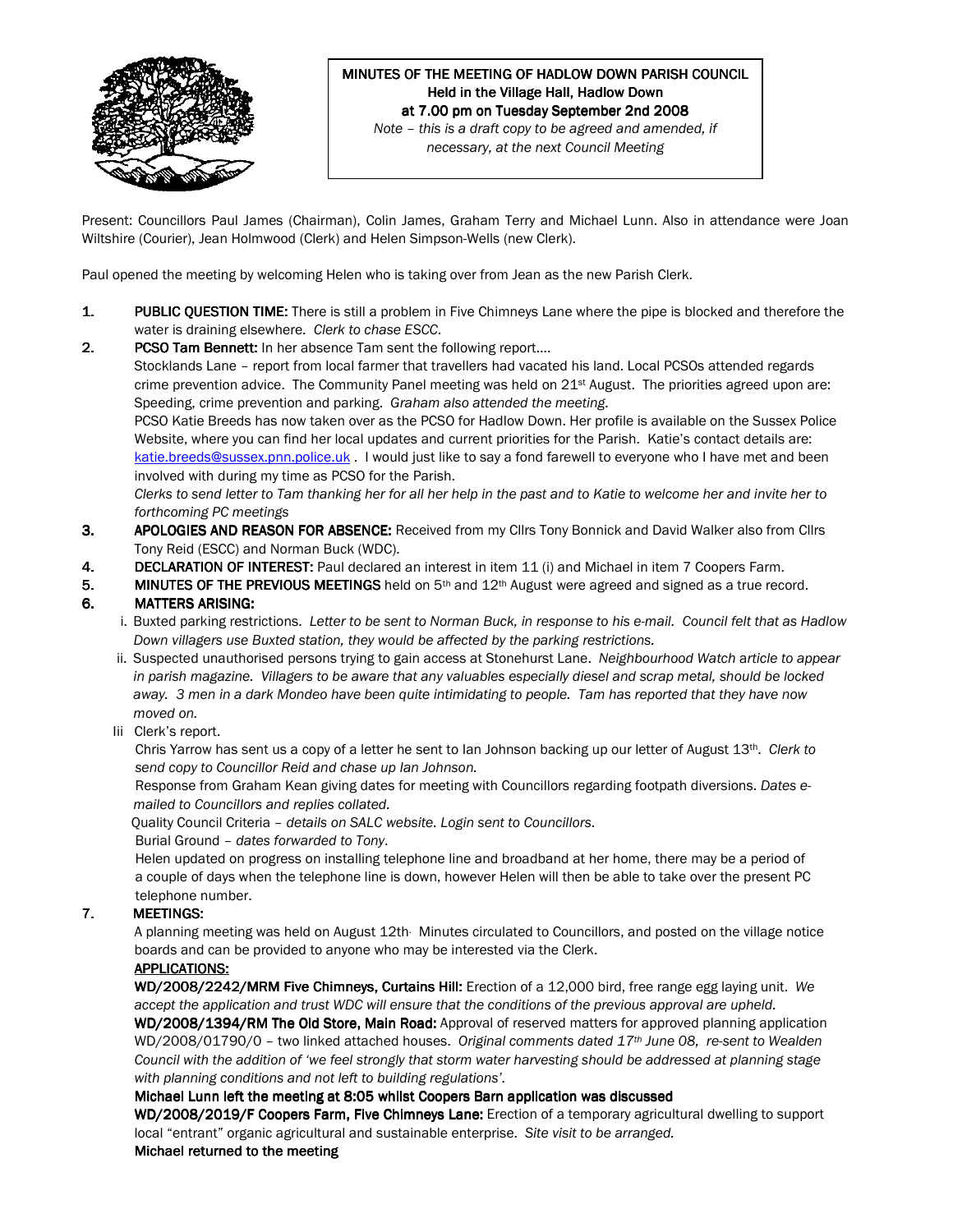**MINUTES OF THE MEETING OF HADLOW DOWN PARISH COUNCIL**
**Held in the Village Hall, Hadlow Down**
**at 7.00 pm on Tuesday September 2nd 2008**

*Note – this is a draft copy to be agreed and amended, if necessary, at the next Council Meeting*

Present: Councillors Paul James (Chairman), Colin James, Graham Terry and Michael Lunn. Also in attendance were Joan Wiltshire (Courier), Jean Holmwood (Clerk) and Helen Simpson-Wells (new Clerk).

Paul opened the meeting by welcoming Helen who is taking over from Jean as the new Parish Clerk.

1. **PUBLIC QUESTION TIME:** There is still a problem in Five Chimneys Lane where the pipe is blocked and therefore the water is draining elsewhere. *Clerk to chase ESCC.*

2. **PCSO Tam Bennett:** In her absence Tam sent the following report….
   Stocklands Lane – report from local farmer that travellers had vacated his land. Local PCSOs attended regards crime prevention advice. The Community Panel meeting was held on 21st August. The priorities agreed upon are: Speeding, crime prevention and parking. *Graham also attended the meeting.*
   PCSO Katie Breeds has now taken over as the PCSO for Hadlow Down. Her profile is available on the Sussex Police Website, where you can find her local updates and current priorities for the Parish. Katie's contact details are: katie.breeds@sussex.pnn.police.uk . I would just like to say a fond farewell to everyone who I have met and been involved with during my time as PCSO for the Parish.
   *Clerks to send letter to Tam thanking her for all her help in the past and to Katie to welcome her and invite her to forthcoming PC meetings*

3. **APOLOGIES AND REASON FOR ABSENCE:** Received from my Cllrs Tony Bonnick and David Walker also from Cllrs Tony Reid (ESCC) and Norman Buck (WDC).

4. **DECLARATION OF INTEREST:** Paul declared an interest in item 11 (i) and Michael in item 7 Coopers Farm.

5. **MINUTES OF THE PREVIOUS MEETINGS** held on 5th and 12th August were agreed and signed as a true record.

6. **MATTERS ARISING:**
   i. Buxted parking restrictions. *Letter to be sent to Norman Buck, in response to his e-mail. Council felt that as Hadlow Down villagers use Buxted station, they would be affected by the parking restrictions.*
   ii. Suspected unauthorised persons trying to gain access at Stonehurst Lane. *Neighbourhood Watch article to appear in parish magazine. Villagers to be aware that any valuables especially diesel and scrap metal, should be locked away. 3 men in a dark Mondeo have been quite intimidating to people. Tam has reported that they have now moved on.*
   Iii Clerk's report.
   Chris Yarrow has sent us a copy of a letter he sent to Ian Johnson backing up our letter of August 13th. *Clerk to send copy to Councillor Reid and chase up Ian Johnson.*
   Response from Graham Kean giving dates for meeting with Councillors regarding footpath diversions. *Dates e-mailed to Councillors and replies collated.*
   Quality Council Criteria – *details on SALC website. Login sent to Councillors.*
   Burial Ground – *dates forwarded to Tony.*
   Helen updated on progress on installing telephone line and broadband at her home, there may be a period of a couple of days when the telephone line is down, however Helen will then be able to take over the present PC telephone number.

7. **MEETINGS:**
   A planning meeting was held on August 12th. Minutes circulated to Councillors, and posted on the village notice boards and can be provided to anyone who may be interested via the Clerk.
   **APPLICATIONS:**
   **WD/2008/2242/MRM Five Chimneys, Curtains Hill:** Erection of a 12,000 bird, free range egg laying unit. *We accept the application and trust WDC will ensure that the conditions of the previous approval are upheld.*
   **WD/2008/1394/RM The Old Store, Main Road:** Approval of reserved matters for approved planning application WD/2008/01790/0 – two linked attached houses. *Original comments dated 17th June 08, re-sent to Wealden Council with the addition of 'we feel strongly that storm water harvesting should be addressed at planning stage with planning conditions and not left to building regulations'.*
   **Michael Lunn left the meeting at 8:05 whilst Coopers Barn application was discussed**
   **WD/2008/2019/F Coopers Farm, Five Chimneys Lane:** Erection of a temporary agricultural dwelling to support local "entrant" organic agricultural and sustainable enterprise. *Site visit to be arranged.*
   **Michael returned to the meeting**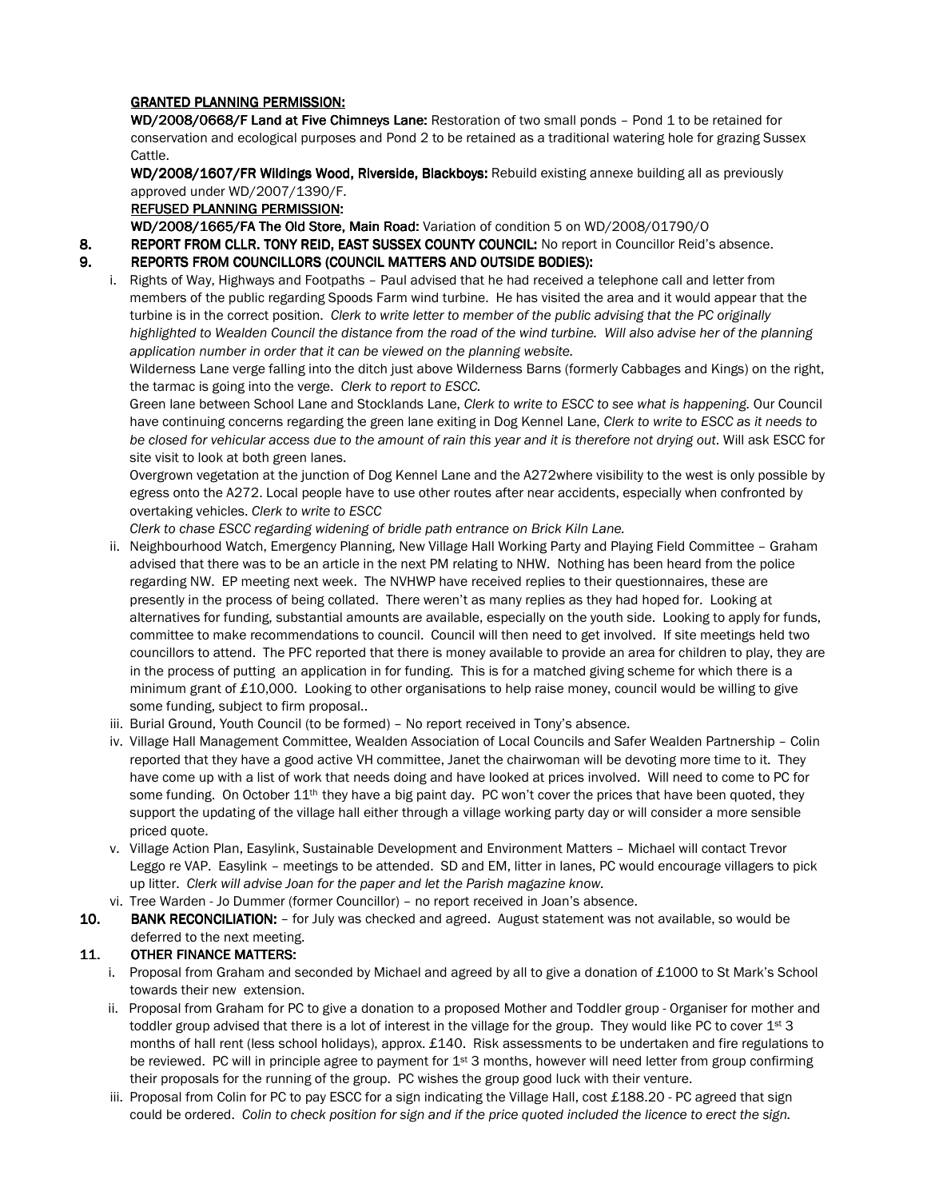**GRANTED PLANNING PERMISSION:**

**WD/2008/0668/F Land at Five Chimneys Lane:** Restoration of two small ponds – Pond 1 to be retained for conservation and ecological purposes and Pond 2 to be retained as a traditional watering hole for grazing Sussex Cattle.

**WD/2008/1607/FR Wildings Wood, Riverside, Blackboys:** Rebuild existing annexe building all as previously approved under WD/2007/1390/F.

**REFUSED PLANNING PERMISSION:**

**WD/2008/1665/FA The Old Store, Main Road:** Variation of condition 5 on WD/2008/01790/O

**8. REPORT FROM CLLR. TONY REID, EAST SUSSEX COUNTY COUNCIL:** No report in Councillor Reid's absence.

**9. REPORTS FROM COUNCILLORS (COUNCIL MATTERS AND OUTSIDE BODIES):**

i. Rights of Way, Highways and Footpaths – Paul advised that he had received a telephone call and letter from members of the public regarding Spoods Farm wind turbine. He has visited the area and it would appear that the turbine is in the correct position. *Clerk to write letter to member of the public advising that the PC originally highlighted to Wealden Council the distance from the road of the wind turbine. Will also advise her of the planning application number in order that it can be viewed on the planning website.*

Wilderness Lane verge falling into the ditch just above Wilderness Barns (formerly Cabbages and Kings) on the right, the tarmac is going into the verge. *Clerk to report to ESCC.*

Green lane between School Lane and Stocklands Lane, *Clerk to write to ESCC to see what is happening.* Our Council have continuing concerns regarding the green lane exiting in Dog Kennel Lane, *Clerk to write to ESCC as it needs to be closed for vehicular access due to the amount of rain this year and it is therefore not drying out*. Will ask ESCC for site visit to look at both green lanes.

Overgrown vegetation at the junction of Dog Kennel Lane and the A272where visibility to the west is only possible by egress onto the A272. Local people have to use other routes after near accidents, especially when confronted by overtaking vehicles. *Clerk to write to ESCC*

*Clerk to chase ESCC regarding widening of bridle path entrance on Brick Kiln Lane.*

ii. Neighbourhood Watch, Emergency Planning, New Village Hall Working Party and Playing Field Committee – Graham advised that there was to be an article in the next PM relating to NHW. Nothing has been heard from the police regarding NW. EP meeting next week. The NVHWP have received replies to their questionnaires, these are presently in the process of being collated. There weren't as many replies as they had hoped for. Looking at alternatives for funding, substantial amounts are available, especially on the youth side. Looking to apply for funds, committee to make recommendations to council. Council will then need to get involved. If site meetings held two councillors to attend. The PFC reported that there is money available to provide an area for children to play, they are in the process of putting an application in for funding. This is for a matched giving scheme for which there is a minimum grant of £10,000. Looking to other organisations to help raise money, council would be willing to give some funding, subject to firm proposal..

iii. Burial Ground, Youth Council (to be formed) – No report received in Tony's absence.

iv. Village Hall Management Committee, Wealden Association of Local Councils and Safer Wealden Partnership – Colin reported that they have a good active VH committee, Janet the chairwoman will be devoting more time to it. They have come up with a list of work that needs doing and have looked at prices involved. Will need to come to PC for some funding. On October 11th they have a big paint day. PC won't cover the prices that have been quoted, they support the updating of the village hall either through a village working party day or will consider a more sensible priced quote.

v. Village Action Plan, Easylink, Sustainable Development and Environment Matters – Michael will contact Trevor Leggo re VAP. Easylink – meetings to be attended. SD and EM, litter in lanes, PC would encourage villagers to pick up litter. *Clerk will advise Joan for the paper and let the Parish magazine know.*

vi. Tree Warden - Jo Dummer (former Councillor) – no report received in Joan's absence.

**10. BANK RECONCILIATION:** – for July was checked and agreed. August statement was not available, so would be deferred to the next meeting.

**11. OTHER FINANCE MATTERS:**

i. Proposal from Graham and seconded by Michael and agreed by all to give a donation of £1000 to St Mark's School towards their new extension.

ii. Proposal from Graham for PC to give a donation to a proposed Mother and Toddler group - Organiser for mother and toddler group advised that there is a lot of interest in the village for the group. They would like PC to cover 1st 3 months of hall rent (less school holidays), approx. £140. Risk assessments to be undertaken and fire regulations to be reviewed. PC will in principle agree to payment for 1st 3 months, however will need letter from group confirming their proposals for the running of the group. PC wishes the group good luck with their venture.

iii. Proposal from Colin for PC to pay ESCC for a sign indicating the Village Hall, cost £188.20 - PC agreed that sign could be ordered. *Colin to check position for sign and if the price quoted included the licence to erect the sign.*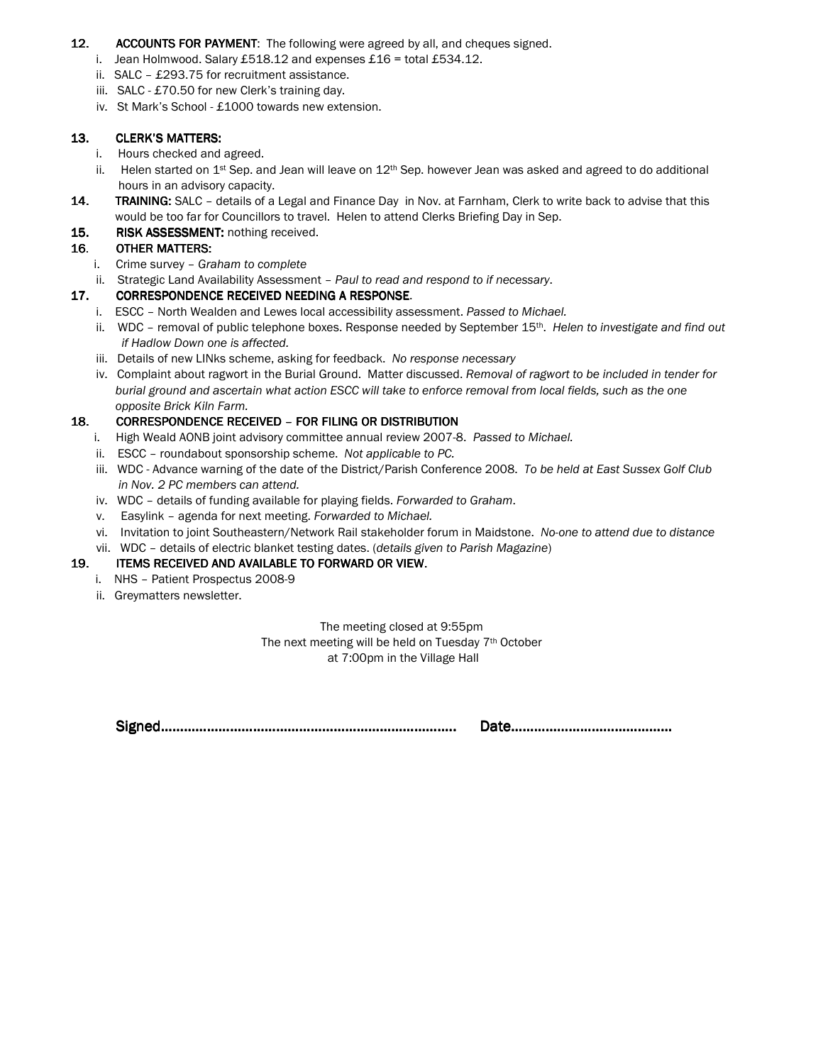**12. ACCOUNTS FOR PAYMENT**: The following were agreed by all, and cheques signed.

i. Jean Holmwood. Salary £518.12 and expenses £16 = total £534.12.
ii. SALC – £293.75 for recruitment assistance.
iii. SALC - £70.50 for new Clerk's training day.
iv. St Mark's School - £1000 towards new extension.

**13. CLERK'S MATTERS:**

i. Hours checked and agreed.
ii. Helen started on 1st Sep. and Jean will leave on 12th Sep. however Jean was asked and agreed to do additional hours in an advisory capacity.

**14. TRAINING:** SALC – details of a Legal and Finance Day in Nov. at Farnham, Clerk to write back to advise that this would be too far for Councillors to travel. Helen to attend Clerks Briefing Day in Sep.

**15. RISK ASSESSMENT:** nothing received.

**16. OTHER MATTERS:**

i. Crime survey – *Graham to complete*
ii. Strategic Land Availability Assessment – *Paul to read and respond to if necessary*.

**17. CORRESPONDENCE RECEIVED NEEDING A RESPONSE**.

i. ESCC – North Wealden and Lewes local accessibility assessment. *Passed to Michael.*
ii. WDC – removal of public telephone boxes. Response needed by September 15th. *Helen to investigate and find out if Hadlow Down one is affected.*
iii. Details of new LINks scheme, asking for feedback. *No response necessary*
iv. Complaint about ragwort in the Burial Ground. Matter discussed. *Removal of ragwort to be included in tender for burial ground and ascertain what action ESCC will take to enforce removal from local fields, such as the one opposite Brick Kiln Farm.*

**18. CORRESPONDENCE RECEIVED – FOR FILING OR DISTRIBUTION**

i. High Weald AONB joint advisory committee annual review 2007-8. *Passed to Michael.*
ii. ESCC – roundabout sponsorship scheme. *Not applicable to PC.*
iii. WDC - Advance warning of the date of the District/Parish Conference 2008. *To be held at East Sussex Golf Club in Nov. 2 PC members can attend.*
iv. WDC – details of funding available for playing fields. *Forwarded to Graham*.
v. Easylink – agenda for next meeting. *Forwarded to Michael.*
vi. Invitation to joint Southeastern/Network Rail stakeholder forum in Maidstone. *No-one to attend due to distance*
vii. WDC – details of electric blanket testing dates. (*details given to Parish Magazine*)

**19. ITEMS RECEIVED AND AVAILABLE TO FORWARD OR VIEW**.

i. NHS – Patient Prospectus 2008-9
ii. Greymatters newsletter.

The meeting closed at 9:55pm
The next meeting will be held on Tuesday 7th October
at 7:00pm in the Village Hall

**Signed.........................................................................** **Date........................................**